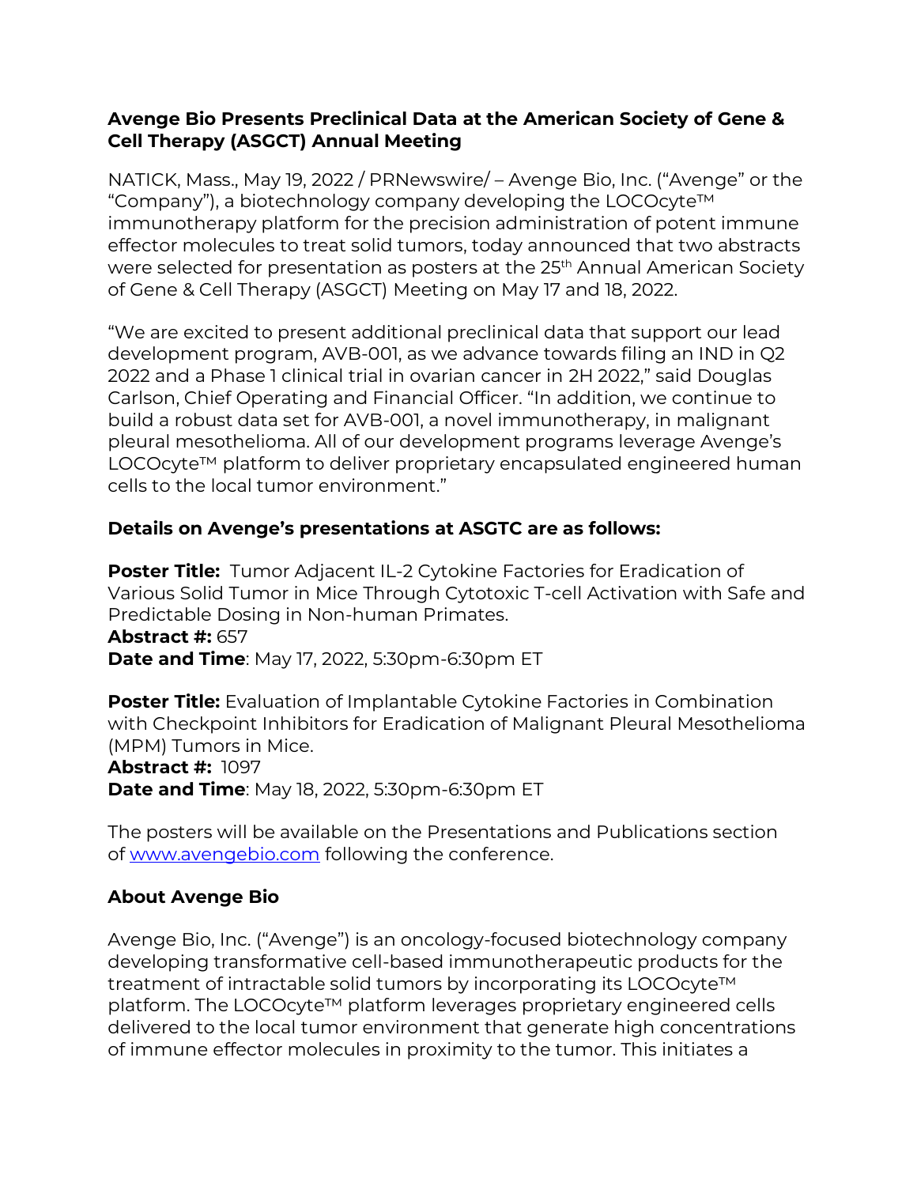# Avenge Bio Presents Preclinical Data at the American Society of Gene & Cell Therapy (ASGCT) Annual Meeting

NATICK, Mass., May 19, 2022 / PRNewswire/ – Avenge Bio, Inc. ("Avenge" or the "Company"), a biotechnology company developing the LOCOcyte™ immunotherapy platform for the precision administration of potent immune effector molecules to treat solid tumors, today announced that two abstracts were selected for presentation as posters at the 25th Annual American Society of Gene & Cell Therapy (ASGCT) Meeting on May 17 and 18, 2022.

"We are excited to present additional preclinical data that support our lead development program, AVB-001, as we advance towards filing an IND in Q2 2022 and a Phase 1 clinical trial in ovarian cancer in 2H 2022," said Douglas Carlson, Chief Operating and Financial Officer. "In addition, we continue to build a robust data set for AVB-001, a novel immunotherapy, in malignant pleural mesothelioma. All of our development programs leverage Avenge's LOCOcyte™ platform to deliver proprietary encapsulated engineered human cells to the local tumor environment."

## Details on Avenge's presentations at ASGTC are as follows:

**Poster Title:** Tumor Adjacent IL-2 Cytokine Factories for Eradication of Various Solid Tumor in Mice Through Cytotoxic T-cell Activation with Safe and Predictable Dosing in Non-human Primates.
**Abstract #:** 657
**Date and Time**: May 17, 2022, 5:30pm-6:30pm ET

**Poster Title:** Evaluation of Implantable Cytokine Factories in Combination with Checkpoint Inhibitors for Eradication of Malignant Pleural Mesothelioma (MPM) Tumors in Mice.
**Abstract #:** 1097
**Date and Time**: May 18, 2022, 5:30pm-6:30pm ET

The posters will be available on the Presentations and Publications section of www.avengebio.com following the conference.

## About Avenge Bio

Avenge Bio, Inc. ("Avenge") is an oncology-focused biotechnology company developing transformative cell-based immunotherapeutic products for the treatment of intractable solid tumors by incorporating its LOCOcyte™ platform. The LOCOcyte™ platform leverages proprietary engineered cells delivered to the local tumor environment that generate high concentrations of immune effector molecules in proximity to the tumor. This initiates a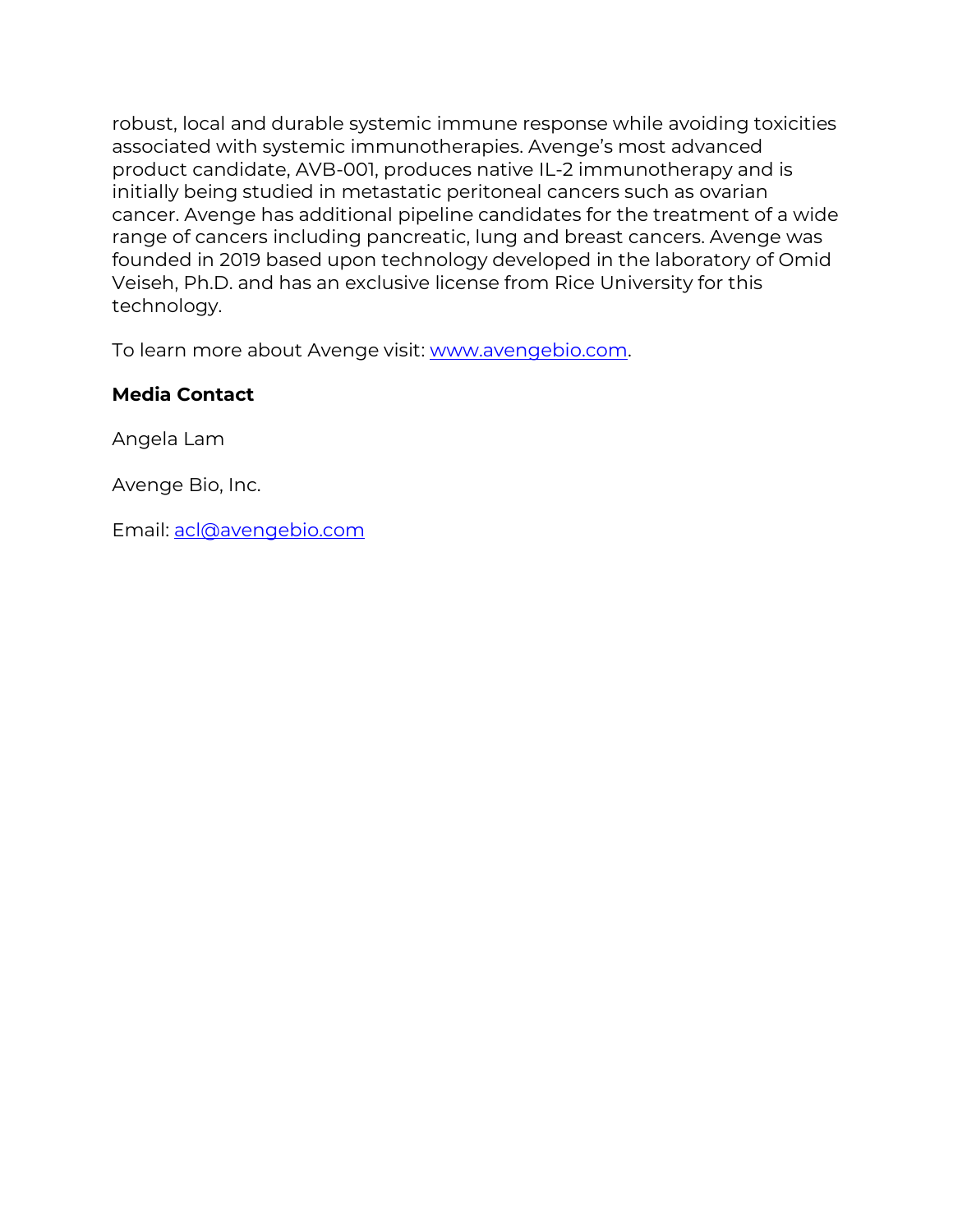robust, local and durable systemic immune response while avoiding toxicities associated with systemic immunotherapies. Avenge's most advanced product candidate, AVB-001, produces native IL-2 immunotherapy and is initially being studied in metastatic peritoneal cancers such as ovarian cancer. Avenge has additional pipeline candidates for the treatment of a wide range of cancers including pancreatic, lung and breast cancers. Avenge was founded in 2019 based upon technology developed in the laboratory of Omid Veiseh, Ph.D. and has an exclusive license from Rice University for this technology.

To learn more about Avenge visit: [www.avengebio.com](http://www.avengebio.com).

**Media Contact**

Angela Lam

Avenge Bio, Inc.

Email: [acl@avengebio.com](mailto:acl@avengebio.com)